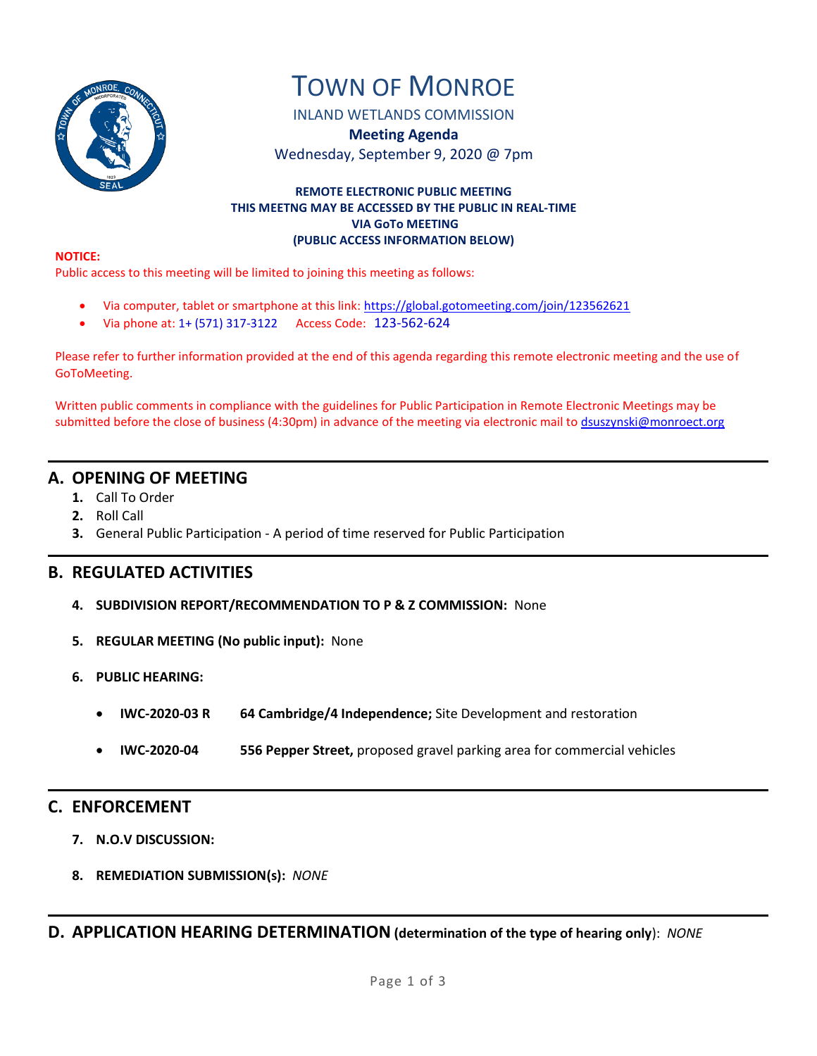# TOWN OF MONROE

INLAND WETLANDS COMMISSION

**Meeting Agenda**

Wednesday, September 9, 2020 @ 7pm

**REMOTE ELECTRONIC PUBLIC MEETING**
**THIS MEETNG MAY BE ACCESSED BY THE PUBLIC IN REAL-TIME**
**VIA GoTo MEETING**
**(PUBLIC ACCESS INFORMATION BELOW)**

**NOTICE:**
Public access to this meeting will be limited to joining this meeting as follows:

- Via computer, tablet or smartphone at this link: https://global.gotomeeting.com/join/123562621
- Via phone at: 1+ (571) 317-3122 Access Code: 123-562-624

Please refer to further information provided at the end of this agenda regarding this remote electronic meeting and the use of GoToMeeting.

Written public comments in compliance with the guidelines for Public Participation in Remote Electronic Meetings may be submitted before the close of business (4:30pm) in advance of the meeting via electronic mail to dsuszynski@monroect.org

## A. OPENING OF MEETING

1. Call To Order
2. Roll Call
3. General Public Participation - A period of time reserved for Public Participation

## B. REGULATED ACTIVITIES

4. **SUBDIVISION REPORT/RECOMMENDATION TO P & Z COMMISSION:** None
5. **REGULAR MEETING (No public input):** None
6. **PUBLIC HEARING:**
   - **IWC-2020-03 R** **64 Cambridge/4 Independence;** Site Development and restoration
   - **IWC-2020-04** **556 Pepper Street,** proposed gravel parking area for commercial vehicles

## C. ENFORCEMENT

7. **N.O.V DISCUSSION:**
8. **REMEDIATION SUBMISSION(s):** *NONE*

## D. APPLICATION HEARING DETERMINATION (determination of the type of hearing only): *NONE*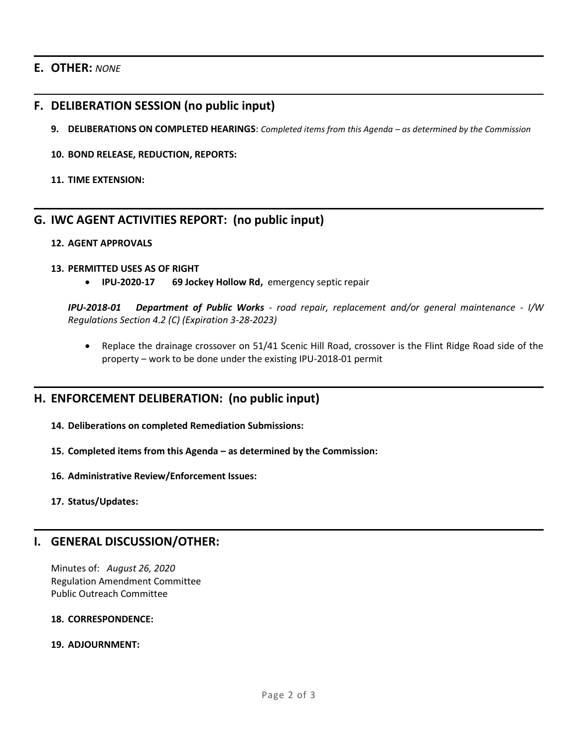## E. OTHER: *NONE*

## F. DELIBERATION SESSION (no public input)

**9. DELIBERATIONS ON COMPLETED HEARINGS**: *Completed items from this Agenda – as determined by the Commission*

**10. BOND RELEASE, REDUCTION, REPORTS:**

**11. TIME EXTENSION:**

## G. IWC AGENT ACTIVITIES REPORT: (no public input)

**12. AGENT APPROVALS**

**13. PERMITTED USES AS OF RIGHT**

- **IPU-2020-17 69 Jockey Hollow Rd,** emergency septic repair

***IPU-2018-01 Department of Public Works*** *- road repair, replacement and/or general maintenance - I/W Regulations Section 4.2 (C) (Expiration 3-28-2023)*

- Replace the drainage crossover on 51/41 Scenic Hill Road, crossover is the Flint Ridge Road side of the property – work to be done under the existing IPU-2018-01 permit

## H. ENFORCEMENT DELIBERATION: (no public input)

**14. Deliberations on completed Remediation Submissions:**

**15. Completed items from this Agenda – as determined by the Commission:**

**16. Administrative Review/Enforcement Issues:**

**17. Status/Updates:**

## I. GENERAL DISCUSSION/OTHER:

Minutes of: *August 26, 2020*
Regulation Amendment Committee
Public Outreach Committee

**18. CORRESPONDENCE:**

**19. ADJOURNMENT:**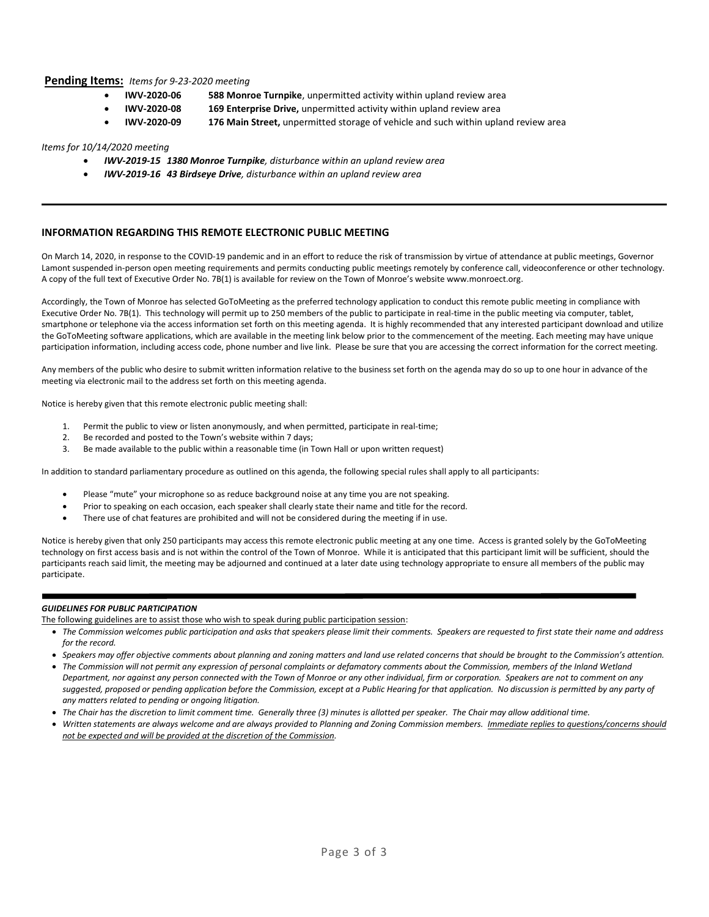**Pending Items:** *Items for 9-23-2020 meeting*

- **IWV-2020-06** **588 Monroe Turnpike**, unpermitted activity within upland review area
- **IWV-2020-08** **169 Enterprise Drive,** unpermitted activity within upland review area
- **IWV-2020-09** **176 Main Street,** unpermitted storage of vehicle and such within upland review area

*Items for 10/14/2020 meeting*

- ***IWV-2019-15 1380 Monroe Turnpike****, disturbance within an upland review area*
- ***IWV-2019-16 43 Birdseye Drive****, disturbance within an upland review area*

---

## INFORMATION REGARDING THIS REMOTE ELECTRONIC PUBLIC MEETING

On March 14, 2020, in response to the COVID-19 pandemic and in an effort to reduce the risk of transmission by virtue of attendance at public meetings, Governor Lamont suspended in-person open meeting requirements and permits conducting public meetings remotely by conference call, videoconference or other technology. A copy of the full text of Executive Order No. 7B(1) is available for review on the Town of Monroe's website www.monroect.org.

Accordingly, the Town of Monroe has selected GoToMeeting as the preferred technology application to conduct this remote public meeting in compliance with Executive Order No. 7B(1). This technology will permit up to 250 members of the public to participate in real-time in the public meeting via computer, tablet, smartphone or telephone via the access information set forth on this meeting agenda. It is highly recommended that any interested participant download and utilize the GoToMeeting software applications, which are available in the meeting link below prior to the commencement of the meeting. Each meeting may have unique participation information, including access code, phone number and live link. Please be sure that you are accessing the correct information for the correct meeting.

Any members of the public who desire to submit written information relative to the business set forth on the agenda may do so up to one hour in advance of the meeting via electronic mail to the address set forth on this meeting agenda.

Notice is hereby given that this remote electronic public meeting shall:

1. Permit the public to view or listen anonymously, and when permitted, participate in real-time;
2. Be recorded and posted to the Town's website within 7 days;
3. Be made available to the public within a reasonable time (in Town Hall or upon written request)

In addition to standard parliamentary procedure as outlined on this agenda, the following special rules shall apply to all participants:

- Please "mute" your microphone so as reduce background noise at any time you are not speaking.
- Prior to speaking on each occasion, each speaker shall clearly state their name and title for the record.
- There use of chat features are prohibited and will not be considered during the meeting if in use.

Notice is hereby given that only 250 participants may access this remote electronic public meeting at any one time. Access is granted solely by the GoToMeeting technology on first access basis and is not within the control of the Town of Monroe. While it is anticipated that this participant limit will be sufficient, should the participants reach said limit, the meeting may be adjourned and continued at a later date using technology appropriate to ensure all members of the public may participate.

---

***GUIDELINES FOR PUBLIC PARTICIPATION***

<u>The following guidelines are to assist those who wish to speak during public participation session</u>:

- *The Commission welcomes public participation and asks that speakers please limit their comments. Speakers are requested to first state their name and address for the record.*
- *Speakers may offer objective comments about planning and zoning matters and land use related concerns that should be brought to the Commission's attention.*
- *The Commission will not permit any expression of personal complaints or defamatory comments about the Commission, members of the Inland Wetland Department, nor against any person connected with the Town of Monroe or any other individual, firm or corporation. Speakers are not to comment on any suggested, proposed or pending application before the Commission, except at a Public Hearing for that application. No discussion is permitted by any party of any matters related to pending or ongoing litigation.*
- *The Chair has the discretion to limit comment time. Generally three (3) minutes is allotted per speaker. The Chair may allow additional time.*
- *Written statements are always welcome and are always provided to Planning and Zoning Commission members. <u>Immediate replies to questions/concerns should not be expected and will be provided at the discretion of the Commission</u>.*